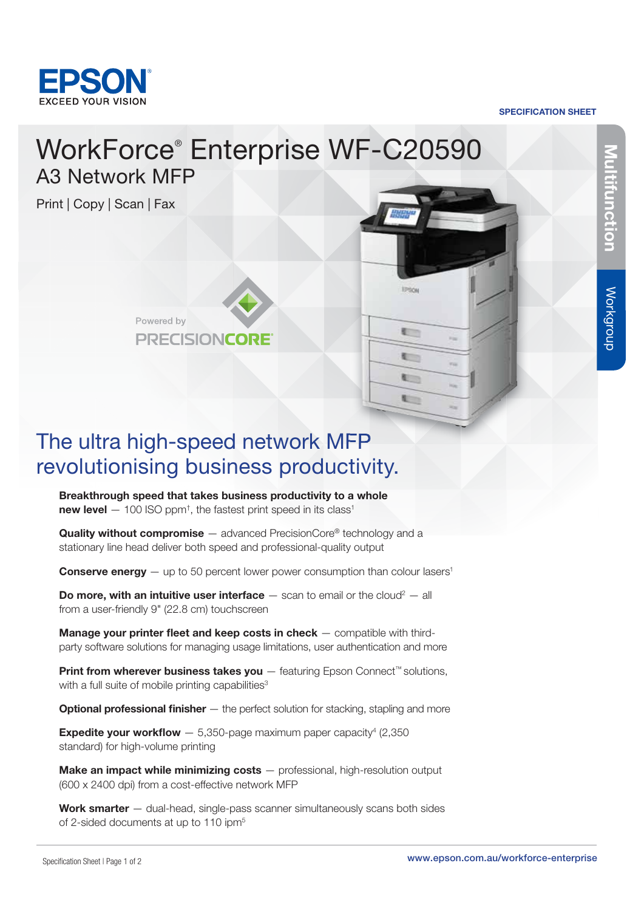EPSON
EXCEED YOUR VISION

SPECIFICATION SHEET

Multifunction | Workgroup

# WorkForce® Enterprise WF-C20590

## A3 Network MFP

Print | Copy | Scan | Fax

Powered by PRECISIONCORE®

## The ultra high-speed network MFP revolutionising business productivity.

**Breakthrough speed that takes business productivity to a whole new level** — 100 ISO ppm†, the fastest print speed in its class[1]

**Quality without compromise** — advanced PrecisionCore® technology and a stationary line head deliver both speed and professional-quality output

**Conserve energy** — up to 50 percent lower power consumption than colour lasers[1]

**Do more, with an intuitive user interface** — scan to email or the cloud[2] — all from a user-friendly 9" (22.8 cm) touchscreen

**Manage your printer fleet and keep costs in check** — compatible with third-party software solutions for managing usage limitations, user authentication and more

**Print from wherever business takes you** — featuring Epson Connect™ solutions, with a full suite of mobile printing capabilities[3]

**Optional professional finisher** — the perfect solution for stacking, stapling and more

**Expedite your workflow** — 5,350-page maximum paper capacity[4] (2,350 standard) for high-volume printing

**Make an impact while minimizing costs** — professional, high-resolution output (600 x 2400 dpi) from a cost-effective network MFP

**Work smarter** — dual-head, single-pass scanner simultaneously scans both sides of 2-sided documents at up to 110 ipm[5]

www.epson.com.au/workforce-enterprise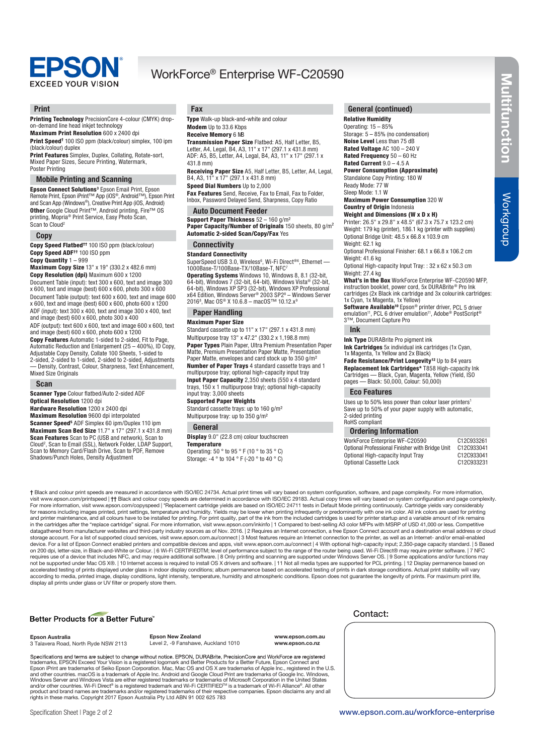# WorkForce® Enterprise WF-C20590

Multifunction | Workgroup

## Print

**Printing Technology** PrecisionCore 4-colour (CMYK) drop-on-demand line head inkjet technology
**Maximum Print Resolution** 600 x 2400 dpi
**Print Speed†** 100 ISO ppm (black/colour) simplex, 100 ipm (black/colour) duplex
**Print Features** Simplex, Duplex, Collating, Rotate-sort, Mixed Paper Sizes, Secure Printing, Watermark, Poster Printing

## Mobile Printing and Scanning

**Epson Connect Solutions**[3] Epson Email Print, Epson Remote Print, Epson iPrint™ App (iOS®, Android™), Epson Print and Scan App (Windows®), Creative Print App (iOS, Android)
**Other** Google Cloud Print™, Android printing, Fire™ OS printing, Mopria® Print Service, Easy Photo Scan, Scan to Cloud[2]

## Copy

**Copy Speed Flatbed††** 100 ISO ppm (black/colour)
**Copy Speed ADF††** 100 ISO ppm
**Copy Quantity** 1 – 999
**Maximum Copy Size** 13" x 19" (330.2 x 482.6 mm)
**Copy Resolution (dpi)** Maximum 600 x 1200

Document Table (input): text 300 x 600, text and image 300 x 600, text and image (best) 600 x 600, photo 300 x 600

Document Table (output): text 600 x 600, text and image 600 x 600, text and image (best) 600 x 600, photo 600 x 1200

ADF (input): text 300 x 400, text and image 300 x 400, text and image (best) 600 x 600, photo 300 x 400

ADF (output): text 600 x 600, text and image 600 x 600, text and image (best) 600 x 600, photo 600 x 1200

**Copy Features** Automatic 1-sided to 2-sided, Fit to Page, Automatic Reduction and Enlargement (25 – 400%), ID Copy, Adjustable Copy Density, Collate 100 Sheets, 1-sided to 2-sided, 2-sided to 1-sided, 2-sided to 2-sided, Adjustments — Density, Contrast, Colour, Sharpness, Text Enhancement, Mixed Size Originals

## Scan

**Scanner Type** Colour flatbed/Auto 2-sided ADF
**Optical Resolution** 1200 dpi
**Hardware Resolution** 1200 x 2400 dpi
**Maximum Resolution** 9600 dpi interpolated
**Scanner Speed**[8] ADF Simplex 60 ipm/Duplex 110 ipm
**Maximum Scan Bed Size** 11.7" x 17" (297.1 x 431.8 mm)
**Scan Features** Scan to PC (USB and network), Scan to Cloud[2], Scan to Email (SSL), Network Folder, LDAP Support, Scan to Memory Card/Flash Drive, Scan to PDF, Remove Shadows/Punch Holes, Density Adjustment

## Fax

**Type** Walk-up black-and-white and colour
**Modem** Up to 33.6 Kbps
**Receive Memory** 6 MB
**Transmission Paper Size** Flatbed: A5, Half Letter, B5, Letter, A4, Legal, B4, A3, 11" x 17" (297.1 x 431.8 mm) ADF: A5, B5, Letter, A4, Legal, B4, A3, 11" x 17" (297.1 x 431.8 mm)
**Receiving Paper Size** A5, Half Letter, B5, Letter, A4, Legal, B4, A3, 11" x 17" (297.1 x 431.8 mm)
**Speed Dial Numbers** Up to 2,000
**Fax Features** Send, Receive, Fax to Email, Fax to Folder, Inbox, Password Delayed Send, Sharpness, Copy Ratio

## Auto Document Feeder

**Support Paper Thickness** 52 – 160 g/m²
**Paper Capacity/Number of Originals** 150 sheets, 80 g/m²
**Automatic 2-sided Scan/Copy/Fax** Yes

## Connectivity

**Standard Connectivity**
SuperSpeed USB 3.0, Wireless[6], Wi-Fi Direct®[6], Ethernet — 1000Base-T/100Base-TX/10Base-T, NFC[7]
**Operating Systems** Windows 10, Windows 8, 8.1 (32-bit, 64-bit), Windows 7 (32-bit, 64-bit), Windows Vista® (32-bit, 64-bit), Windows XP SP3 (32-bit), Windows XP Professional x64 Edition, Windows Server® 2003 SP2[8] – Windows Server 2016[8], Mac OS® X 10.6.8 – macOS™ 10.12.x[9]

## Paper Handling

**Maximum Paper Size**
Standard cassette up to 11" x 17" (297.1 x 431.8 mm)
Multipurpose tray 13" x 47.2" (330.2 x 1,198.8 mm)
**Paper Types** Plain Paper, Ultra Premium Presentation Paper Matte, Premium Presentation Paper Matte, Presentation Paper Matte, envelopes and card stock up to 350 g/m²
**Number of Paper Trays** 4 standard cassette trays and 1 multipurpose tray; optional high-capacity input tray
**Input Paper Capacity** 2,350 sheets (550 x 4 standard trays, 150 x 1 multipurpose tray); optional high-capacity input tray: 3,000 sheets
**Supported Paper Weights**
Standard cassette trays: up to 160 g/m²
Multipurpose tray: up to 350 g/m²

## General

**Display** 9.0" (22.8 cm) colour touchscreen
**Temperature**
Operating: 50 ° to 95 ° F (10 ° to 35 ° C)
Storage: -4 ° to 104 ° F (-20 ° to 40 ° C)

## General (continued)

**Relative Humidity**
Operating: 15 – 85%
Storage: 5 – 85% (no condensation)
**Noise Level** Less than 75 dB
**Rated Voltage** AC 100 – 240 V
**Rated Frequency** 50 – 60 Hz
**Rated Current** 9.0 – 4.5 A
**Power Consumption (Approximate)**
Standalone Copy Printing: 180 W
Ready Mode: 77 W
Sleep Mode: 1.1 W
**Maximum Power Consumption** 320 W
**Country of Origin** Indonesia
**Weight and Dimensions (W x D x H)**
Printer: 26.5" x 29.8" x 48.5" (67.3 x 75.7 x 123.2 cm)
Weight: 179 kg (printer), 186.1 kg (printer with supplies)
Optional Bridge Unit: 48.5 x 66.8 x 103.9 cm
Weight: 62.1 kg
Optional Professional Finisher: 68.1 x 66.8 x 106.2 cm
Weight: 41.6 kg
Optional High-capacity Input Tray: : 32 x 62 x 50.3 cm
Weight: 27.4 kg
**What's in the Box** WorkForce Enterprise WF-C20590 MFP, instruction booklet, power cord, 5x DURABrite® Pro Ink cartridges (2x Black ink cartridge and 3x colour ink cartridges: 1x Cyan, 1x Magenta, 1x Yellow)
**Software Available**[10] Epson® printer driver, PCL 5 driver emulation[11], PCL 6 driver emulation[11], Adobe® PostScript® 3™, Document Capture Pro

## Ink

**Ink Type** DURABrite Pro pigment ink
**Ink Cartridges** 5x individual ink cartridges (1x Cyan, 1x Magenta, 1x Yellow and 2x Black)
**Fade Resistance/Print Longevity**[12] Up to 84 years
**Replacement Ink Cartridges*** T858 High-capacity Ink Cartridges — Black, Cyan, Magenta, Yellow (Yield, ISO pages — Black: 50,000, Colour: 50,000)

## Eco Features

Uses up to 50% less power than colour laser printers[1]
Save up to 50% of your paper supply with automatic, 2-sided printing
RoHS compliant

## Ordering Information

| | |
|---|---|
| WorkForce Enterprise WF-C20590 | C12C933261 |
| Optional Professional Finisher with Bridge Unit | C12C933041 |
| Optional High-capacity Input Tray | C12C933041 |
| Optional Cassette Lock | C12C933231 |

† Black and colour print speeds are measured in accordance with ISO/IEC 24734. Actual print times will vary based on system configuration, software, and page complexity. For more information, visit www.epson.com/printspeed | †† Black and colour copy speeds are determined in accordance with ISO/IEC 29183. Actual copy times will vary based on system configuration and page complexity. For more information, visit www.epson.com/copyspeed | *Replacement cartridge yields are based on ISO/IEC 24711 tests in Default Mode printing continuously. Cartridge yields vary considerably for reasons including images printed, print settings, temperature and humidity. Yields may be lower when printing infrequently or predominantly with one ink color. All ink colors are used for printing and printer maintenance, and all colours have to be installed for printing. For print quality, part of the ink from the included cartridges is used for printer startup and a variable amount of ink remains in the cartridges after the "replace cartridge" signal. For more information, visit www.epson.com/inkinfo | 1 Compared to best-selling A3 color MFPs with MSRP of USD 41,000 or less. Competitive datagathered from manufacturer websites and third-party industry sources as of Nov. 2016. | 2 Requires an Internet connection, a free Epson Connect account and a destination email address or cloud storage account. For a list of supported cloud services, visit www.epson.com.au/connect | 3 Most features require an Internet connection to the printer, as well as an Internet- and/or email-enabled device. For a list of Epson Connect enabled printers and compatible devices and apps, visit www.epson.com.au/connect | 4 With optional high-capacity input; 2,350-page capacity standard. | 5 Based on 200 dpi, letter-size, in Black-and-White or Colour. | 6 Wi-Fi CERTIFIEDTM; level of performance subject to the range of the router being used. Wi-Fi Direct® may require printer software. | 7 NFC requires use of a device that includes NFC, and may require additional software. | 8 Only printing and scanning are supported under Windows Server OS. | 9 Some applications and/or functions may not be supported under Mac OS X®. | 10 Internet access is required to install OS X drivers and software. | 11 Not all media types are supported for PCL printing. | 12 Display permanence based on accelerated testing of prints displayed under glass in indoor display conditions; album permanence based on accelerated testing of prints in dark storage conditions. Actual print stability will vary according to media, printed image, display conditions, light intensity, temperature, humidity and atmospheric conditions. Epson does not guarantee the longevity of prints. For maximum print life, display all prints under glass or UV filter or properly store them.

Better Products for a Better Future™

**Epson Australia**
3 Talavera Road, North Ryde NSW 2113

**Epson New Zealand**
Level 2, -9 Fanshawe, Auckland 1010

**www.epson.com.au**
**www.epson.co.nz**

Contact:

Specifications and terms are subject to change without notice. EPSON, DURABrite, PrecisionCore and WorkForce are registered trademarks, EPSON Exceed Your Vision is a registered logomark and Better Products for a Better Future, Epson Connect and Epson iPrint are trademarks of Seiko Epson Corporation. Mac, Mac OS and OS X are trademarks of Apple Inc., registered in the U.S. and other countries. macOS is a trademark of Apple Inc. Android and Google Cloud Print are trademarks of Google Inc. Windows, Windows Server and Windows Vista are either registered trademarks or trademarks of Microsoft Corporation in the United States and/or other countries. Wi-Fi Direct® is a registered trademark and Wi-Fi CERTIFIED™ is a trademark of Wi-Fi Alliance®. All other product and brand names are trademarks and/or registered trademarks of their respective companies. Epson disclaims any and all rights in these marks. Copyright 2017 Epson Australia Pty Ltd ABN 91 002 625 783

www.epson.com.au/workforce-enterprise